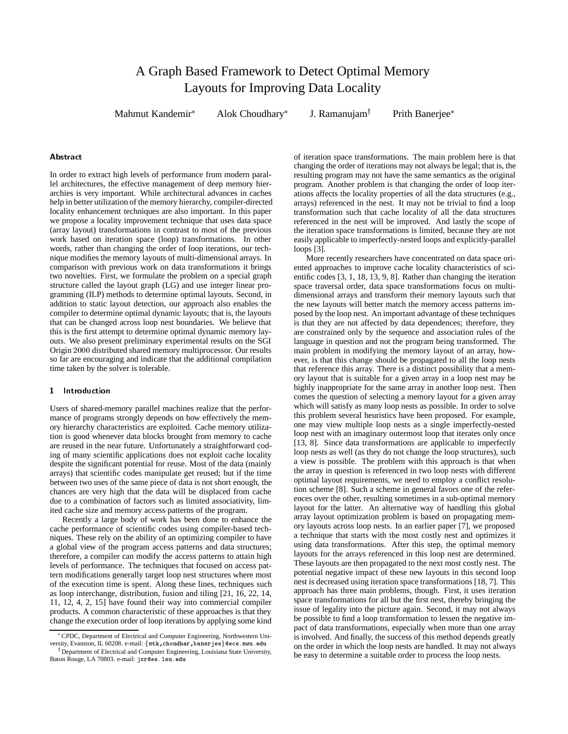# A Graph Based Framework to Detect Optimal Memory Layouts for Improving Data Locality

Mahmut Kandemir* Alok Choudhary* J. Ramanujam† Prith Banerjee*

### Abstract

In order to extract high levels of performance from modern parallel architectures, the effective management of deep memory hierarchies is very important. While architectural advances in caches help in better utilization of the memory hierarchy, compiler-directed locality enhancement techniques are also important. In this paper we propose a locality improvement technique that uses data space (array layout) transformations in contrast to most of the previous work based on iteration space (loop) transformations. In other words, rather than changing the order of loop iterations, our technique modifies the memory layouts of multi-dimensional arrays. In comparison with previous work on data transformations it brings two novelties. First, we formulate the problem on a special graph structure called the layout graph (LG) and use integer linear programming (ILP) methods to determine optimal layouts. Second, in addition to static layout detection, our approach also enables the compiler to determine optimal dynamic layouts; that is, the layouts that can be changed across loop nest boundaries. We believe that this is the first attempt to determine optimal dynamic memory layouts. We also present preliminary experimental results on the SGI Origin 2000 distributed shared memory multiprocessor. Our results so far are encouraging and indicate that the additional compilation time taken by the solver is tolerable.

## 1 Introduction

Users of shared-memory parallel machines realize that the performance of programs strongly depends on how effectively the memory hierarchy characteristics are exploited. Cache memory utilization is good whenever data blocks brought from memory to cache are reused in the near future. Unfortunately a straightforward coding of many scientific applications does not exploit cache locality despite the significant potential for reuse. Most of the data (mainly arrays) that scientific codes manipulate get reused; but if the time between two uses of the same piece of data is not short enough, the chances are very high that the data will be displaced from cache due to a combination of factors such as limited associativity, limited cache size and memory access patterns of the program.

Recently a large body of work has been done to enhance the cache performance of scientific codes using compiler-based techniques. These rely on the ability of an optimizing compiler to have a global view of the program access patterns and data structures; therefore, a compiler can modify the access patterns to attain high levels of performance. The techniques that focused on access pattern modifications generally target loop nest structures where most of the execution time is spent. Along these lines, techniques such as loop interchange, distribution, fusion and tiling [21, 16, 22, 14, 11, 12, 4, 2, 15] have found their way into commercial compiler products. A common characteristic of these approaches is that they change the execution order of loop iterations by applying some kind of iteration space transformations. The main problem here is that changing the order of iterations may not always be legal; that is, the resulting program may not have the same semantics as the original program. Another problem is that changing the order of loop iterations affects the locality properties of all the data structures (e.g., arrays) referenced in the nest. It may not be trivial to find a loop transformation such that cache locality of all the data structures referenced in the nest will be improved. And lastly the scope of the iteration space transformations is limited, because they are not easily applicable to imperfectly-nested loops and explicitly-parallel loops [3].

More recently researchers have concentrated on data space oriented approaches to improve cache locality characteristics of scientific codes [3, 1, 18, 13, 9, 8]. Rather than changing the iteration space traversal order, data space transformations focus on multi-dimensional arrays and transform their memory layouts such that the new layouts will better match the memory access patterns imposed by the loop nest. An important advantage of these techniques is that they are not affected by data dependences; therefore, they are constrained only by the sequence and association rules of the language in question and not the program being transformed. The main problem in modifying the memory layout of an array, however, is that this change should be propagated to all the loop nests that reference this array. There is a distinct possibility that a memory layout that is suitable for a given array in a loop nest may be highly inappropriate for the same array in another loop nest. Then comes the question of selecting a memory layout for a given array which will satisfy as many loop nests as possible. In order to solve this problem several heuristics have been proposed. For example, one may view multiple loop nests as a single imperfectly-nested loop nest with an imaginary outermost loop that iterates only once [13, 8]. Since data transformations are applicable to imperfectly loop nests as well (as they do not change the loop structures), such a view is possible. The problem with this approach is that when the array in question is referenced in two loop nests with different optimal layout requirements, we need to employ a conflict resolution scheme [8]. Such a scheme in general favors one of the references over the other, resulting sometimes in a sub-optimal memory layout for the latter. An alternative way of handling this global array layout optimization problem is based on propagating memory layouts across loop nests. In an earlier paper [7], we proposed a technique that starts with the most costly nest and optimizes it using data transformations. After this step, the optimal memory layouts for the arrays referenced in this loop nest are determined. These layouts are then propagated to the next most costly nest. The potential negative impact of these new layouts in this second loop nest is decreased using iteration space transformations [18, 7]. This approach has three main problems, though. First, it uses iteration space transformations for all but the first nest, thereby bringing the issue of legality into the picture again. Second, it may not always be possible to find a loop transformation to lessen the negative impact of data transformations, especially when more than one array is involved. And finally, the success of this method depends greatly on the order in which the loop nests are handled. It may not always be easy to determine a suitable order to process the loop nests.

---

* CPDC, Department of Electrical and Computer Engineering, Northwestern University, Evanston, IL 60208. e-mail: {mtk,choudhar,banerjee}@ece.nwu.edu

† Department of Electrical and Computer Engineering, Louisiana State University, Baton Rouge, LA 70803. e-mail: jxr@ee.lsu.edu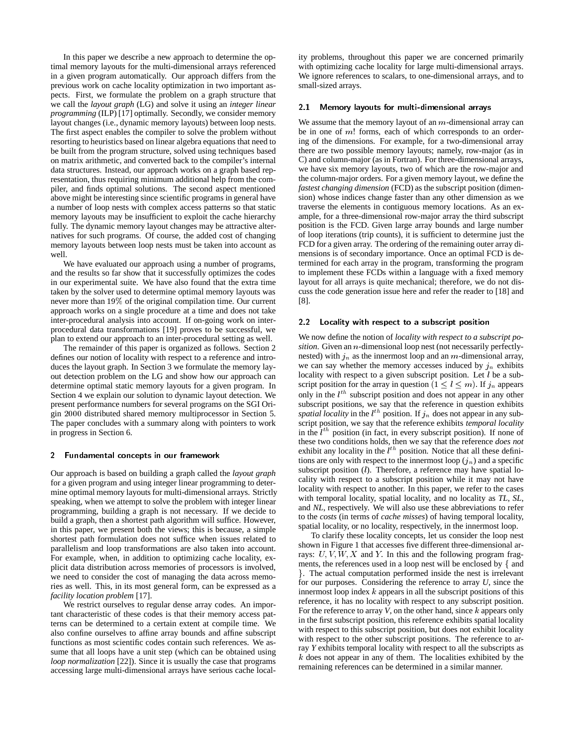In this paper we describe a new approach to determine the optimal memory layouts for the multi-dimensional arrays referenced in a given program automatically. Our approach differs from the previous work on cache locality optimization in two important aspects. First, we formulate the problem on a graph structure that we call the *layout graph* (LG) and solve it using an *integer linear programming* (ILP) [17] optimally. Secondly, we consider memory layout changes (i.e., dynamic memory layouts) between loop nests. The first aspect enables the compiler to solve the problem without resorting to heuristics based on linear algebra equations that need to be built from the program structure, solved using techniques based on matrix arithmetic, and converted back to the compiler's internal data structures. Instead, our approach works on a graph based representation, thus requiring minimum additional help from the compiler, and finds optimal solutions. The second aspect mentioned above might be interesting since scientific programs in general have a number of loop nests with complex access patterns so that static memory layouts may be insufficient to exploit the cache hierarchy fully. The dynamic memory layout changes may be attractive alternatives for such programs. Of course, the added cost of changing memory layouts between loop nests must be taken into account as well.

We have evaluated our approach using a number of programs, and the results so far show that it successfully optimizes the codes in our experimental suite. We have also found that the extra time taken by the solver used to determine optimal memory layouts was never more than 19% of the original compilation time. Our current approach works on a single procedure at a time and does not take inter-procedural analysis into account. If on-going work on inter-procedural data transformations [19] proves to be successful, we plan to extend our approach to an inter-procedural setting as well.

The remainder of this paper is organized as follows. Section 2 defines our notion of locality with respect to a reference and introduces the layout graph. In Section 3 we formulate the memory layout detection problem on the LG and show how our approach can determine optimal static memory layouts for a given program. In Section 4 we explain our solution to dynamic layout detection. We present performance numbers for several programs on the SGI Origin 2000 distributed shared memory multiprocessor in Section 5. The paper concludes with a summary along with pointers to work in progress in Section 6.

## 2 Fundamental concepts in our framework

Our approach is based on building a graph called the *layout graph* for a given program and using integer linear programming to determine optimal memory layouts for multi-dimensional arrays. Strictly speaking, when we attempt to solve the problem with integer linear programming, building a graph is not necessary. If we decide to build a graph, then a shortest path algorithm will suffice. However, in this paper, we present both the views; this is because, a simple shortest path formulation does not suffice when issues related to parallelism and loop transformations are also taken into account. For example, when, in addition to optimizing cache locality, explicit data distribution across memories of processors is involved, we need to consider the cost of managing the data across memories as well. This, in its most general form, can be expressed as a *facility location problem* [17].

We restrict ourselves to regular dense array codes. An important characteristic of these codes is that their memory access patterns can be determined to a certain extent at compile time. We also confine ourselves to affine array bounds and affine subscript functions as most scientific codes contain such references. We assume that all loops have a unit step (which can be obtained using *loop normalization* [22]). Since it is usually the case that programs accessing large multi-dimensional arrays have serious cache locality problems, throughout this paper we are concerned primarily with optimizing cache locality for large multi-dimensional arrays. We ignore references to scalars, to one-dimensional arrays, and to small-sized arrays.

### 2.1 Memory layouts for multi-dimensional arrays

We assume that the memory layout of an $m$-dimensional array can be in one of $m!$ forms, each of which corresponds to an ordering of the dimensions. For example, for a two-dimensional array there are two possible memory layouts; namely, row-major (as in C) and column-major (as in Fortran). For three-dimensional arrays, we have six memory layouts, two of which are the row-major and the column-major orders. For a given memory layout, we define the *fastest changing dimension* (FCD) as the subscript position (dimension) whose indices change faster than any other dimension as we traverse the elements in contiguous memory locations. As an example, for a three-dimensional row-major array the third subscript position is the FCD. Given large array bounds and large number of loop iterations (trip counts), it is sufficient to determine just the FCD for a given array. The ordering of the remaining outer array dimensions is of secondary importance. Once an optimal FCD is determined for each array in the program, transforming the program to implement these FCDs within a language with a fixed memory layout for all arrays is quite mechanical; therefore, we do not discuss the code generation issue here and refer the reader to [18] and [8].

### 2.2 Locality with respect to a subscript position

We now define the notion of *locality with respect to a subscript position*. Given an $n$-dimensional loop nest (not necessarily perfectly-nested) with $j_n$ as the innermost loop and an $m$-dimensional array, we can say whether the memory accesses induced by $j_n$ exhibits locality with respect to a given subscript position. Let $l$ be a subscript position for the array in question $(1 \leq l \leq m)$. If $j_n$ appears only in the $l^{th}$ subscript position and does not appear in any other subscript positions, we say that the reference in question exhibits *spatial locality* in the $l^{th}$ position. If $j_n$ does not appear in any subscript position, we say that the reference exhibits *temporal locality* in the $l^{th}$ position (in fact, in every subscript position). If none of these two conditions holds, then we say that the reference *does not* exhibit any locality in the $l^{th}$ position. Notice that all these definitions are only with respect to the innermost loop ($j_n$) and a specific subscript position ($l$). Therefore, a reference may have spatial locality with respect to a subscript position while it may not have locality with respect to another. In this paper, we refer to the cases with temporal locality, spatial locality, and no locality as *TL*, *SL*, and *NL*, respectively. We will also use these abbreviations to refer to the *costs* (in terms of *cache misses*) of having temporal locality, spatial locality, or no locality, respectively, in the innermost loop.

To clarify these locality concepts, let us consider the loop nest shown in Figure 1 that accesses five different three-dimensional arrays: $U, V, W, X$ and $Y$. In this and the following program fragments, the references used in a loop nest will be enclosed by { and }. The actual computation performed inside the nest is irrelevant for our purposes. Considering the reference to array *U*, since the innermost loop index $k$ appears in all the subscript positions of this reference, it has no locality with respect to any subscript position. For the reference to array *V*, on the other hand, since $k$ appears only in the first subscript position, this reference exhibits spatial locality with respect to this subscript position, but does not exhibit locality with respect to the other subscript positions. The reference to array *Y* exhibits temporal locality with respect to all the subscripts as $k$ does not appear in any of them. The localities exhibited by the remaining references can be determined in a similar manner.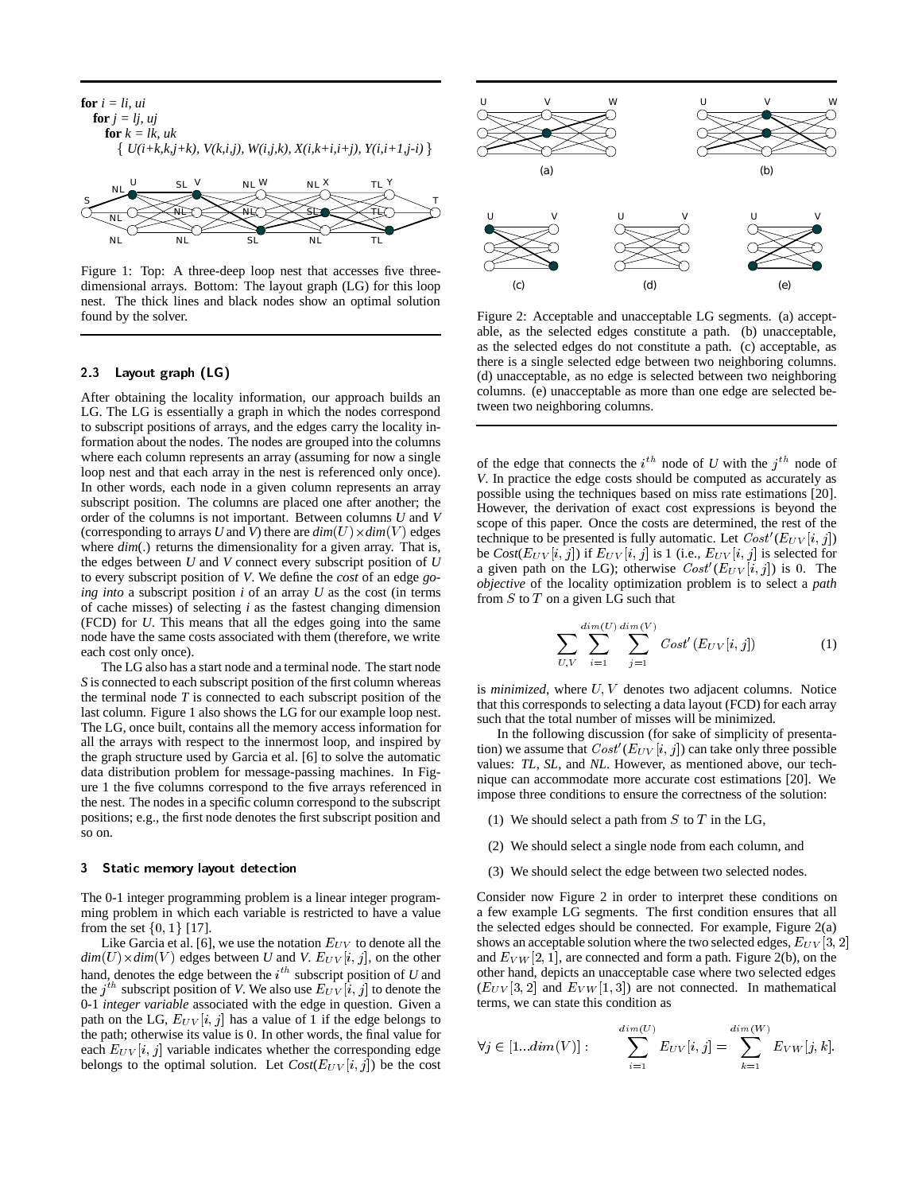```
for i = li, ui
  for j = lj, uj
    for k = lk, uk
      { U(i+k,k,j+k), V(k,i,j), W(i,j,k), X(i,k+i,i+j), Y(i,i+1,j-i) }
```

Figure 1: Top: A three-deep loop nest that accesses five three-dimensional arrays. Bottom: The layout graph (LG) for this loop nest. The thick lines and black nodes show an optimal solution found by the solver.

Figure 2: Acceptable and unacceptable LG segments. (a) acceptable, as the selected edges constitute a path. (b) unacceptable, as the selected edges do not constitute a path. (c) acceptable, as there is a single selected edge between two neighboring columns. (d) unacceptable, as no edge is selected between two neighboring columns. (e) unacceptable as more than one edge are selected between two neighboring columns.

### 2.3 Layout graph (LG)

After obtaining the locality information, our approach builds an LG. The LG is essentially a graph in which the nodes correspond to subscript positions of arrays, and the edges carry the locality information about the nodes. The nodes are grouped into the columns where each column represents an array (assuming for now a single loop nest and that each array in the nest is referenced only once). In other words, each node in a given column represents an array subscript position. The columns are placed one after another; the order of the columns is not important. Between columns *U* and *V* (corresponding to arrays *U* and *V*) there are $dim(U) \times dim(V)$ edges where *dim*(.) returns the dimensionality for a given array. That is, the edges between *U* and *V* connect every subscript position of *U* to every subscript position of *V*. We define the *cost* of an edge *going into* a subscript position *i* of an array *U* as the cost (in terms of cache misses) of selecting *i* as the fastest changing dimension (FCD) for *U*. This means that all the edges going into the same node have the same costs associated with them (therefore, we write each cost only once).

The LG also has a start node and a terminal node. The start node *S* is connected to each subscript position of the first column whereas the terminal node *T* is connected to each subscript position of the last column. Figure 1 also shows the LG for our example loop nest. The LG, once built, contains all the memory access information for all the arrays with respect to the innermost loop, and inspired by the graph structure used by Garcia et al. [6] to solve the automatic data distribution problem for message-passing machines. In Figure 1 the five columns correspond to the five arrays referenced in the nest. The nodes in a specific column correspond to the subscript positions; e.g., the first node denotes the first subscript position and so on.

## 3 Static memory layout detection

The 0-1 integer programming problem is a linear integer programming problem in which each variable is restricted to have a value from the set $\{0, 1\}$ [17].

Like Garcia et al. [6], we use the notation $E_{UV}$ to denote all the $dim(U) \times dim(V)$ edges between *U* and *V*. $E_{UV}[i, j]$, on the other hand, denotes the edge between the $i^{th}$ subscript position of *U* and the $j^{th}$ subscript position of *V*. We also use $E_{UV}[i, j]$ to denote the 0-1 *integer variable* associated with the edge in question. Given a path on the LG, $E_{UV}[i, j]$ has a value of 1 if the edge belongs to the path; otherwise its value is 0. In other words, the final value for each $E_{UV}[i, j]$ variable indicates whether the corresponding edge belongs to the optimal solution. Let $Cost(E_{UV}[i, j])$ be the cost of the edge that connects the $i^{th}$ node of *U* with the $j^{th}$ node of *V*. In practice the edge costs should be computed as accurately as possible using the techniques based on miss rate estimations [20]. However, the derivation of exact cost expressions is beyond the scope of this paper. Once the costs are determined, the rest of the technique to be presented is fully automatic. Let $Cost'(E_{UV}[i, j])$ be $Cost(E_{UV}[i, j])$ if $E_{UV}[i, j]$ is 1 (i.e., $E_{UV}[i, j]$ is selected for a given path on the LG); otherwise $Cost'(E_{UV}[i, j])$ is 0. The *objective* of the locality optimization problem is to select a *path* from $S$ to $T$ on a given LG such that

$$\sum_{U,V} \sum_{i=1}^{dim(U)} \sum_{j=1}^{dim(V)} Cost'(E_{UV}[i, j]) \qquad (1)$$

is *minimized*, where $U, V$ denotes two adjacent columns. Notice that this corresponds to selecting a data layout (FCD) for each array such that the total number of misses will be minimized.

In the following discussion (for sake of simplicity of presentation) we assume that $Cost'(E_{UV}[i, j])$ can take only three possible values: *TL*, *SL*, and *NL*. However, as mentioned above, our technique can accommodate more accurate cost estimations [20]. We impose three conditions to ensure the correctness of the solution:

(1) We should select a path from $S$ to $T$ in the LG,

(2) We should select a single node from each column, and

(3) We should select the edge between two selected nodes.

Consider now Figure 2 in order to interpret these conditions on a few example LG segments. The first condition ensures that all the selected edges should be connected. For example, Figure 2(a) shows an acceptable solution where the two selected edges, $E_{UV}[3, 2]$ and $E_{VW}[2, 1]$, are connected and form a path. Figure 2(b), on the other hand, depicts an unacceptable case where two selected edges ($E_{UV}[3, 2]$ and $E_{VW}[1, 3]$) are not connected. In mathematical terms, we can state this condition as

$$\forall j \in [1...dim(V)] : \qquad \sum_{i=1}^{dim(U)} E_{UV}[i, j] = \sum_{k=1}^{dim(W)} E_{VW}[j, k].$$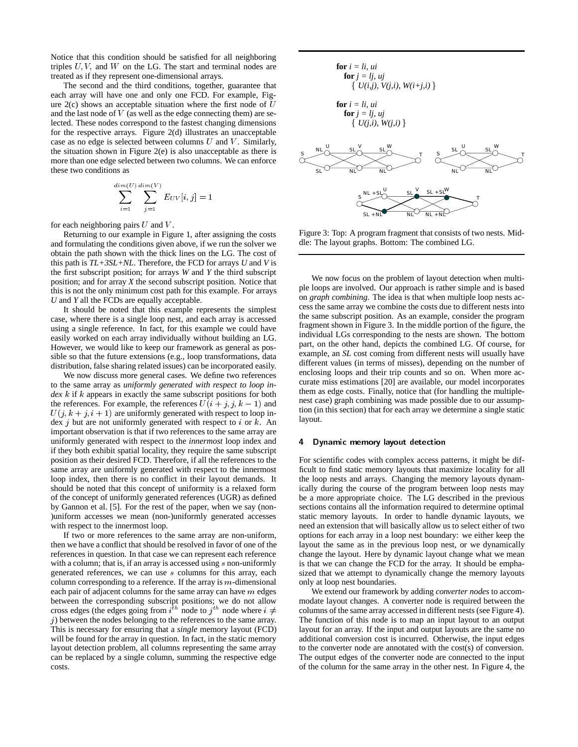Notice that this condition should be satisfied for all neighboring triples $U, V$, and $W$ on the LG. The start and terminal nodes are treated as if they represent one-dimensional arrays.

The second and the third conditions, together, guarantee that each array will have one and only one FCD. For example, Figure 2(c) shows an acceptable situation where the first node of $U$ and the last node of $V$ (as well as the edge connecting them) are selected. These nodes correspond to the fastest changing dimensions for the respective arrays. Figure 2(d) illustrates an unacceptable case as no edge is selected between columns $U$ and $V$. Similarly, the situation shown in Figure 2(e) is also unacceptable as there is more than one edge selected between two columns. We can enforce these two conditions as

$$\sum_{i=1}^{dim(U)} \sum_{j=1}^{dim(V)} E_{UV}[i, j] = 1$$

for each neighboring pairs $U$ and $V$.

Returning to our example in Figure 1, after assigning the costs and formulating the conditions given above, if we run the solver we obtain the path shown with the thick lines on the LG. The cost of this path is *TL+3SL+NL*. Therefore, the FCD for arrays *U* and *V* is the first subscript position; for arrays *W* and *Y* the third subscript position; and for array *X* the second subscript position. Notice that this is not the only minimum cost path for this example. For arrays *U* and *Y* all the FCDs are equally acceptable.

It should be noted that this example represents the simplest case, where there is a single loop nest, and each array is accessed using a single reference. In fact, for this example we could have easily worked on each array individually without building an LG. However, we would like to keep our framework as general as possible so that the future extensions (e.g., loop transformations, data distribution, false sharing related issues) can be incorporated easily.

We now discuss more general cases. We define two references to the same array as *uniformly generated with respect to loop index* $k$ if $k$ appears in exactly the same subscript positions for both the references. For example, the references $U(i+j, j, k-1)$ and $U(j, k+j, i+1)$ are uniformly generated with respect to loop index $j$ but are not uniformly generated with respect to $i$ or $k$. An important observation is that if two references to the same array are uniformly generated with respect to the *innermost* loop index and if they both exhibit spatial locality, they require the same subscript position as their desired FCD. Therefore, if all the references to the same array are uniformly generated with respect to the innermost loop index, then there is no conflict in their layout demands. It should be noted that this concept of uniformity is a relaxed form of the concept of uniformly generated references (UGR) as defined by Gannon et al. [5]. For the rest of the paper, when we say (non-)uniform accesses we mean (non-)uniformly generated accesses with respect to the innermost loop.

If two or more references to the same array are non-uniform, then we have a conflict that should be resolved in favor of one of the references in question. In that case we can represent each reference with a column; that is, if an array is accessed using $s$ non-uniformly generated references, we can use $s$ columns for this array, each column corresponding to a reference. If the array is $m$-dimensional each pair of adjacent columns for the same array can have $m$ edges between the corresponding subscript positions; we do not allow cross edges (the edges going from $i^{th}$ node to $j^{th}$ node where $i \neq j$) between the nodes belonging to the references to the same array. This is necessary for ensuring that a *single* memory layout (FCD) will be found for the array in question. In fact, in the static memory layout detection problem, all columns representing the same array can be replaced by a single column, summing the respective edge costs.

```
for i = li, ui
  for j = lj, uj
    { U(i,j), V(j,i), W(i+j,i) }

for i = li, ui
  for j = lj, uj
    { U(j,i), W(j,i) }
```

Figure 3: Top: A program fragment that consists of two nests. Middle: The layout graphs. Bottom: The combined LG.

We now focus on the problem of layout detection when multiple loops are involved. Our approach is rather simple and is based on *graph combining*. The idea is that when multiple loop nests access the same array we combine the costs due to different nests into the same subscript position. As an example, consider the program fragment shown in Figure 3. In the middle portion of the figure, the individual LGs corresponding to the nests are shown. The bottom part, on the other hand, depicts the combined LG. Of course, for example, an *SL* cost coming from different nests will usually have different values (in terms of misses), depending on the number of enclosing loops and their trip counts and so on. When more accurate miss estimations [20] are available, our model incorporates them as edge costs. Finally, notice that (for handling the multiple-nest case) graph combining was made possible due to our assumption (in this section) that for each array we determine a single static layout.

## 4 Dynamic memory layout detection

For scientific codes with complex access patterns, it might be difficult to find static memory layouts that maximize locality for all the loop nests and arrays. Changing the memory layouts dynamically during the course of the program between loop nests may be a more appropriate choice. The LG described in the previous sections contains all the information required to determine optimal static memory layouts. In order to handle dynamic layouts, we need an extension that will basically allow us to select either of two options for each array in a loop nest boundary: we either keep the layout the same as in the previous loop nest, or we dynamically change the layout. Here by dynamic layout change what we mean is that we can change the FCD for the array. It should be emphasized that we attempt to dynamically change the memory layouts only at loop nest boundaries.

We extend our framework by adding *converter nodes* to accommodate layout changes. A converter node is required between the columns of the same array accessed in different nests (see Figure 4). The function of this node is to map an input layout to an output layout for an array. If the input and output layouts are the same no additional conversion cost is incurred. Otherwise, the input edges to the converter node are annotated with the cost(s) of conversion. The output edges of the converter node are connected to the input of the column for the same array in the other nest. In Figure 4, the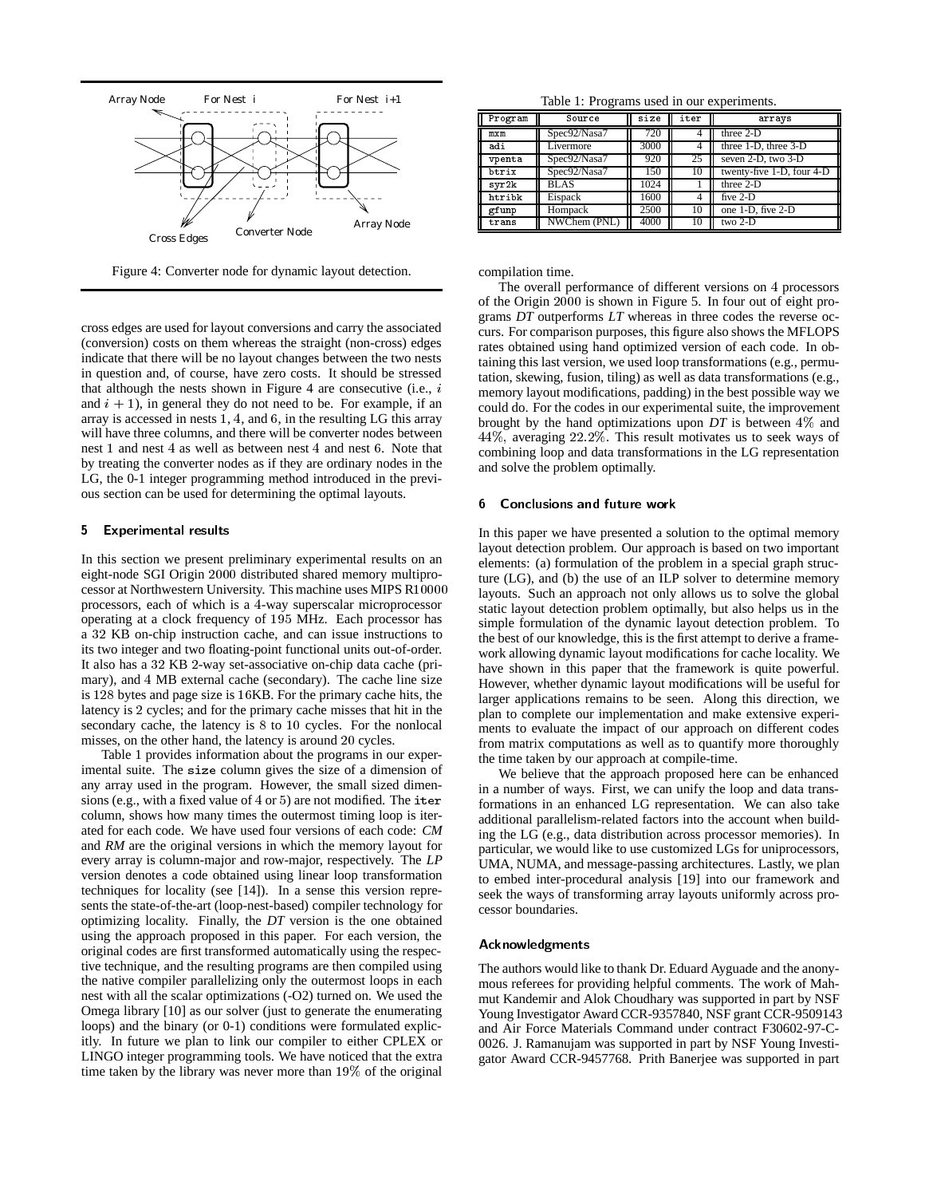Array Node For Nest i For Nest i+1

Cross Edges Converter Node Array Node

Figure 4: Converter node for dynamic layout detection.

cross edges are used for layout conversions and carry the associated (conversion) costs on them whereas the straight (non-cross) edges indicate that there will be no layout changes between the two nests in question and, of course, have zero costs. It should be stressed that although the nests shown in Figure 4 are consecutive (i.e., $i$ and $i+1$), in general they do not need to be. For example, if an array is accessed in nests 1, 4, and 6, in the resulting LG this array will have three columns, and there will be converter nodes between nest 1 and nest 4 as well as between nest 4 and nest 6. Note that by treating the converter nodes as if they are ordinary nodes in the LG, the 0-1 integer programming method introduced in the previous section can be used for determining the optimal layouts.

## 5 Experimental results

In this section we present preliminary experimental results on an eight-node SGI Origin 2000 distributed shared memory multiprocessor at Northwestern University. This machine uses MIPS R10000 processors, each of which is a 4-way superscalar microprocessor operating at a clock frequency of 195 MHz. Each processor has a 32 KB on-chip instruction cache, and can issue instructions to its two integer and two floating-point functional units out-of-order. It also has a 32 KB 2-way set-associative on-chip data cache (primary), and 4 MB external cache (secondary). The cache line size is 128 bytes and page size is 16KB. For the primary cache hits, the latency is 2 cycles; and for the primary cache misses that hit in the secondary cache, the latency is 8 to 10 cycles. For the nonlocal misses, on the other hand, the latency is around 20 cycles.

Table 1 provides information about the programs in our experimental suite. The `size` column gives the size of a dimension of any array used in the program. However, the small sized dimensions (e.g., with a fixed value of 4 or 5) are not modified. The `iter` column, shows how many times the outermost timing loop is iterated for each code. We have used four versions of each code: *CM* and *RM* are the original versions in which the memory layout for every array is column-major and row-major, respectively. The *LP* version denotes a code obtained using linear loop transformation techniques for locality (see [14]). In a sense this version represents the state-of-the-art (loop-nest-based) compiler technology for optimizing locality. Finally, the *DT* version is the one obtained using the approach proposed in this paper. For each version, the original codes are first transformed automatically using the respective technique, and the resulting programs are then compiled using the native compiler parallelizing only the outermost loops in each nest with all the scalar optimizations (-O2) turned on. We used the Omega library [10] as our solver (just to generate the enumerating loops) and the binary (or 0-1) conditions were formulated explicitly. In future we plan to link our compiler to either CPLEX or LINGO integer programming tools. We have noticed that the extra time taken by the library was never more than 19% of the original compilation time.

Table 1: Programs used in our experiments.

| Program | Source | size | iter | arrays |
|---|---|---|---|---|
| mxm | Spec92/Nasa7 | 720 | 4 | three 2-D |
| adi | Livermore | 3000 | 4 | three 1-D, three 3-D |
| vpenta | Spec92/Nasa7 | 920 | 25 | seven 2-D, two 3-D |
| btrix | Spec92/Nasa7 | 150 | 10 | twenty-five 1-D, four 4-D |
| syr2k | BLAS | 1024 | 1 | three 2-D |
| htribk | Eispack | 1600 | 4 | five 2-D |
| gfunp | Hompack | 2500 | 10 | one 1-D, five 2-D |
| trans | NWChem (PNL) | 4000 | 10 | two 2-D |

The overall performance of different versions on 4 processors of the Origin 2000 is shown in Figure 5. In four out of eight programs *DT* outperforms *LT* whereas in three codes the reverse occurs. For comparison purposes, this figure also shows the MFLOPS rates obtained using hand optimized version of each code. In obtaining this last version, we used loop transformations (e.g., permutation, skewing, fusion, tiling) as well as data transformations (e.g., memory layout modifications, padding) in the best possible way we could do. For the codes in our experimental suite, the improvement brought by the hand optimizations upon *DT* is between 4% and 44%, averaging 22.2%. This result motivates us to seek ways of combining loop and data transformations in the LG representation and solve the problem optimally.

## 6 Conclusions and future work

In this paper we have presented a solution to the optimal memory layout detection problem. Our approach is based on two important elements: (a) formulation of the problem in a special graph structure (LG), and (b) the use of an ILP solver to determine memory layouts. Such an approach not only allows us to solve the global static layout detection problem optimally, but also helps us in the simple formulation of the dynamic layout detection problem. To the best of our knowledge, this is the first attempt to derive a framework allowing dynamic layout modifications for cache locality. We have shown in this paper that the framework is quite powerful. However, whether dynamic layout modifications will be useful for larger applications remains to be seen. Along this direction, we plan to complete our implementation and make extensive experiments to evaluate the impact of our approach on different codes from matrix computations as well as to quantify more thoroughly the time taken by our approach at compile-time.

We believe that the approach proposed here can be enhanced in a number of ways. First, we can unify the loop and data transformations in an enhanced LG representation. We can also take additional parallelism-related factors into the account when building the LG (e.g., data distribution across processor memories). In particular, we would like to use customized LGs for uniprocessors, UMA, NUMA, and message-passing architectures. Lastly, we plan to embed inter-procedural analysis [19] into our framework and seek the ways of transforming array layouts uniformly across processor boundaries.

### Acknowledgments

The authors would like to thank Dr. Eduard Ayguade and the anonymous referees for providing helpful comments. The work of Mahmut Kandemir and Alok Choudhary was supported in part by NSF Young Investigator Award CCR-9357840, NSF grant CCR-9509143 and Air Force Materials Command under contract F30602-97-C-0026. J. Ramanujam was supported in part by NSF Young Investigator Award CCR-9457768. Prith Banerjee was supported in part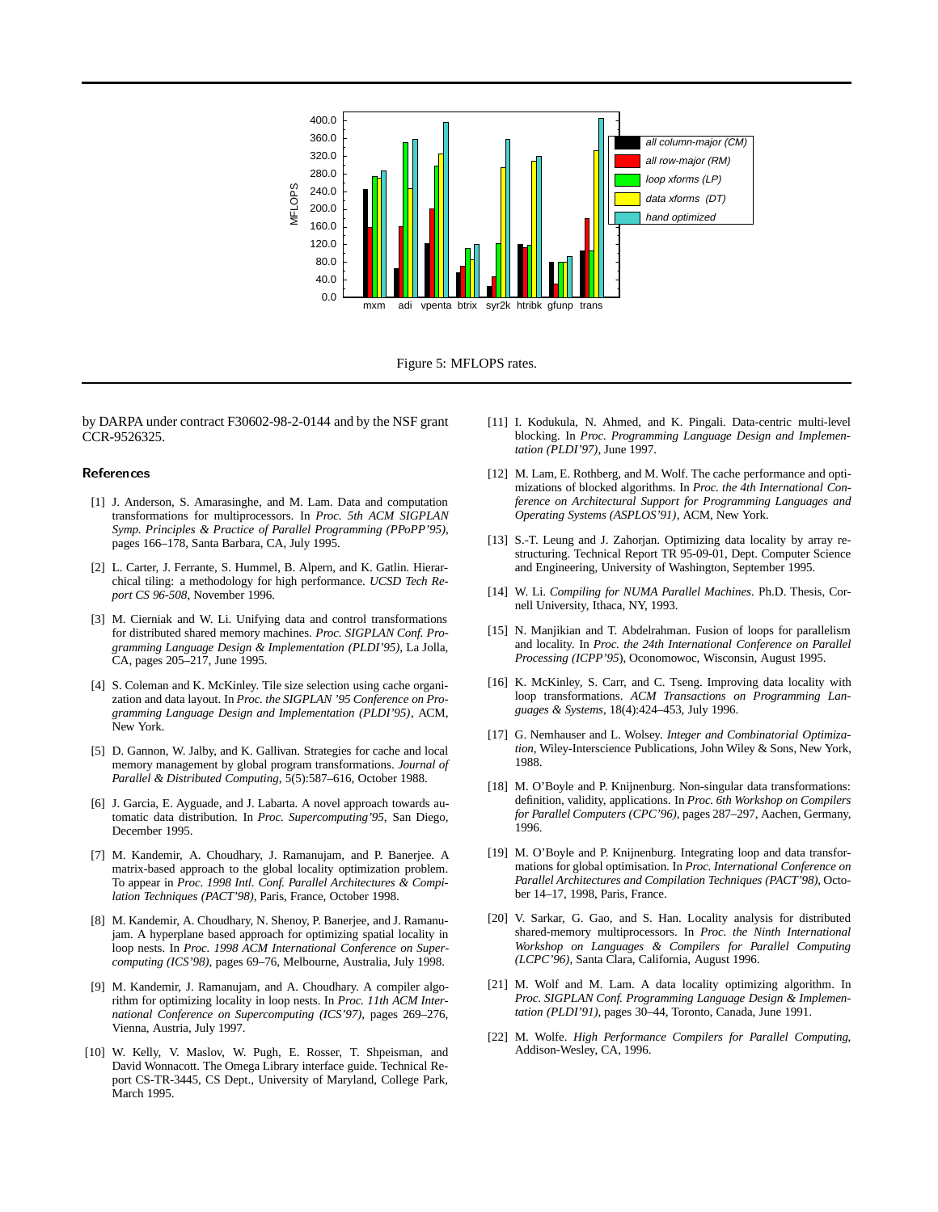400.0
360.0
320.0
280.0
240.0
200.0
160.0
120.0
80.0
40.0
0.0

MFLOPS

mxm adi vpenta btrix syr2k htribk gfunp trans

all column-major (CM)
all row-major (RM)
loop xforms (LP)
data xforms (DT)
hand optimized

Figure 5: MFLOPS rates.

by DARPA under contract F30602-98-2-0144 and by the NSF grant CCR-9526325.

## References

[1] J. Anderson, S. Amarasinghe, and M. Lam. Data and computation transformations for multiprocessors. In *Proc. 5th ACM SIGPLAN Symp. Principles & Practice of Parallel Programming (PPoPP'95)*, pages 166–178, Santa Barbara, CA, July 1995.

[2] L. Carter, J. Ferrante, S. Hummel, B. Alpern, and K. Gatlin. Hierarchical tiling: a methodology for high performance. *UCSD Tech Report CS 96-508*, November 1996.

[3] M. Cierniak and W. Li. Unifying data and control transformations for distributed shared memory machines. *Proc. SIGPLAN Conf. Programming Language Design & Implementation (PLDI'95)*, La Jolla, CA, pages 205–217, June 1995.

[4] S. Coleman and K. McKinley. Tile size selection using cache organization and data layout. In *Proc. the SIGPLAN '95 Conference on Programming Language Design and Implementation (PLDI'95)*, ACM, New York.

[5] D. Gannon, W. Jalby, and K. Gallivan. Strategies for cache and local memory management by global program transformations. *Journal of Parallel & Distributed Computing*, 5(5):587–616, October 1988.

[6] J. Garcia, E. Ayguade, and J. Labarta. A novel approach towards automatic data distribution. In *Proc. Supercomputing'95*, San Diego, December 1995.

[7] M. Kandemir, A. Choudhary, J. Ramanujam, and P. Banerjee. A matrix-based approach to the global locality optimization problem. To appear in *Proc. 1998 Intl. Conf. Parallel Architectures & Compilation Techniques (PACT'98)*, Paris, France, October 1998.

[8] M. Kandemir, A. Choudhary, N. Shenoy, P. Banerjee, and J. Ramanujam. A hyperplane based approach for optimizing spatial locality in loop nests. In *Proc. 1998 ACM International Conference on Supercomputing (ICS'98)*, pages 69–76, Melbourne, Australia, July 1998.

[9] M. Kandemir, J. Ramanujam, and A. Choudhary. A compiler algorithm for optimizing locality in loop nests. In *Proc. 11th ACM International Conference on Supercomputing (ICS'97)*, pages 269–276, Vienna, Austria, July 1997.

[10] W. Kelly, V. Maslov, W. Pugh, E. Rosser, T. Shpeisman, and David Wonnacott. The Omega Library interface guide. Technical Report CS-TR-3445, CS Dept., University of Maryland, College Park, March 1995.

[11] I. Kodukula, N. Ahmed, and K. Pingali. Data-centric multi-level blocking. In *Proc. Programming Language Design and Implementation (PLDI'97)*, June 1997.

[12] M. Lam, E. Rothberg, and M. Wolf. The cache performance and optimizations of blocked algorithms. In *Proc. the 4th International Conference on Architectural Support for Programming Languages and Operating Systems (ASPLOS'91)*, ACM, New York.

[13] S.-T. Leung and J. Zahorjan. Optimizing data locality by array restructuring. Technical Report TR 95-09-01, Dept. Computer Science and Engineering, University of Washington, September 1995.

[14] W. Li. *Compiling for NUMA Parallel Machines*. Ph.D. Thesis, Cornell University, Ithaca, NY, 1993.

[15] N. Manjikian and T. Abdelrahman. Fusion of loops for parallelism and locality. In *Proc. the 24th International Conference on Parallel Processing (ICPP'95)*, Oconomowoc, Wisconsin, August 1995.

[16] K. McKinley, S. Carr, and C. Tseng. Improving data locality with loop transformations. *ACM Transactions on Programming Languages & Systems*, 18(4):424–453, July 1996.

[17] G. Nemhauser and L. Wolsey. *Integer and Combinatorial Optimization*, Wiley-Interscience Publications, John Wiley & Sons, New York, 1988.

[18] M. O'Boyle and P. Knijnenburg. Non-singular data transformations: definition, validity, applications. In *Proc. 6th Workshop on Compilers for Parallel Computers (CPC'96)*, pages 287–297, Aachen, Germany, 1996.

[19] M. O'Boyle and P. Knijnenburg. Integrating loop and data transformations for global optimisation. In *Proc. International Conference on Parallel Architectures and Compilation Techniques (PACT'98)*, October 14–17, 1998, Paris, France.

[20] V. Sarkar, G. Gao, and S. Han. Locality analysis for distributed shared-memory multiprocessors. In *Proc. the Ninth International Workshop on Languages & Compilers for Parallel Computing (LCPC'96)*, Santa Clara, California, August 1996.

[21] M. Wolf and M. Lam. A data locality optimizing algorithm. In *Proc. SIGPLAN Conf. Programming Language Design & Implementation (PLDI'91)*, pages 30–44, Toronto, Canada, June 1991.

[22] M. Wolfe. *High Performance Compilers for Parallel Computing*, Addison-Wesley, CA, 1996.